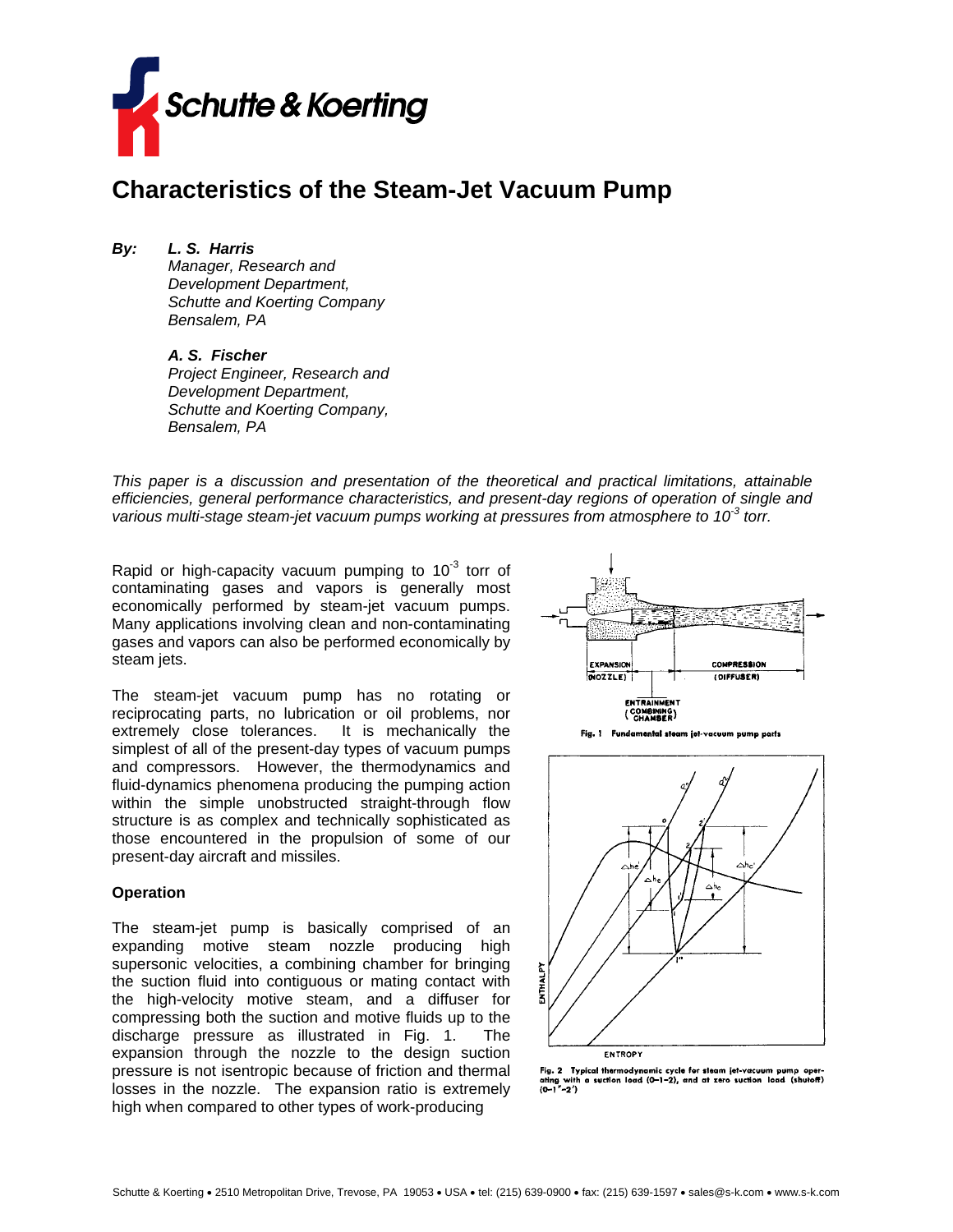# Characteristics of the Steam-Jet Vacuum Pump

***By:*** ***L. S. Harris***
*Manager, Research and Development Department, Schutte and Koerting Company Bensalem, PA*

***A. S. Fischer***
*Project Engineer, Research and Development Department, Schutte and Koerting Company, Bensalem, PA*

*This paper is a discussion and presentation of the theoretical and practical limitations, attainable efficiencies, general performance characteristics, and present-day regions of operation of single and various multi-stage steam-jet vacuum pumps working at pressures from atmosphere to $10^{-3}$ torr.*

Rapid or high-capacity vacuum pumping to $10^{-3}$ torr of contaminating gases and vapors is generally most economically performed by steam-jet vacuum pumps. Many applications involving clean and non-contaminating gases and vapors can also be performed economically by steam jets.

The steam-jet vacuum pump has no rotating or reciprocating parts, no lubrication or oil problems, nor extremely close tolerances. It is mechanically the simplest of all of the present-day types of vacuum pumps and compressors. However, the thermodynamics and fluid-dynamics phenomena producing the pumping action within the simple unobstructed straight-through flow structure is as complex and technically sophisticated as those encountered in the propulsion of some of our present-day aircraft and missiles.

### Operation

The steam-jet pump is basically comprised of an expanding motive steam nozzle producing high supersonic velocities, a combining chamber for bringing the suction fluid into contiguous or mating contact with the high-velocity motive steam, and a diffuser for compressing both the suction and motive fluids up to the discharge pressure as illustrated in Fig. 1. The expansion through the nozzle to the design suction pressure is not isentropic because of friction and thermal losses in the nozzle. The expansion ratio is extremely high when compared to other types of work-producing

Fig. 1 Fundamental steam jet-vacuum pump parts

Fig. 2 Typical thermodynamic cycle for steam jet-vacuum pump operating with a suction load (0–1–2), and at zero suction load (shutoff) (0–1″–2′)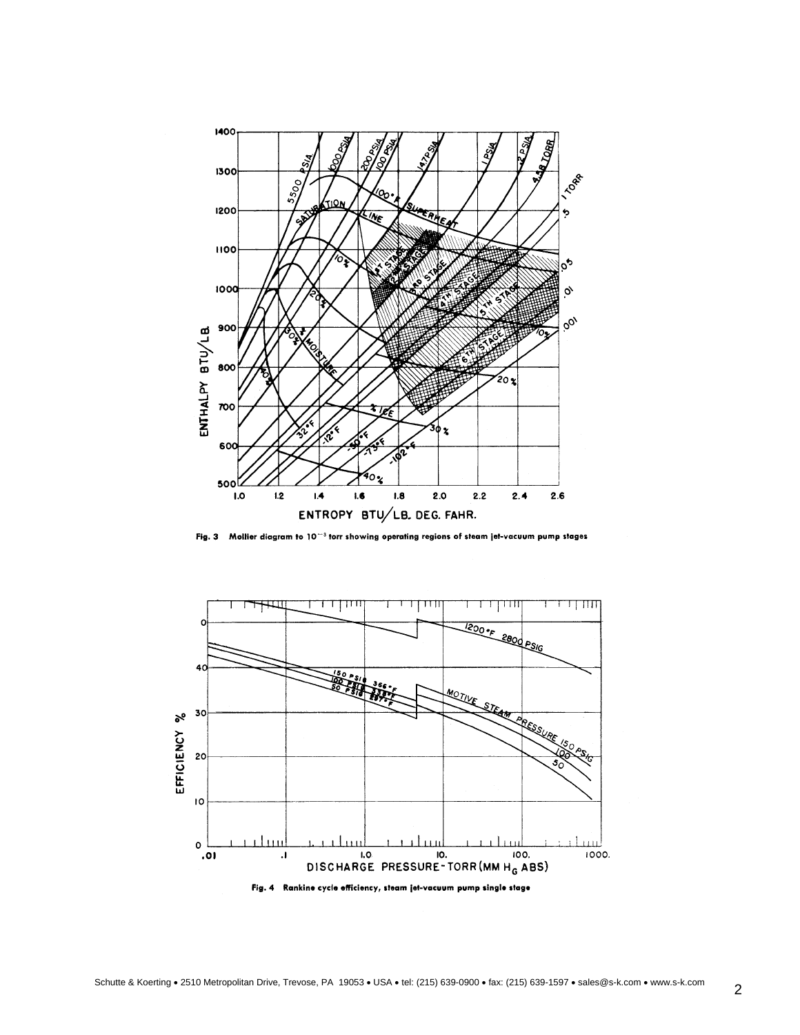Fig. 3 Mollier diagram to $10^{-3}$ torr showing operating regions of steam jet-vacuum pump stages

Fig. 4 Rankine cycle efficiency, steam jet-vacuum pump single stage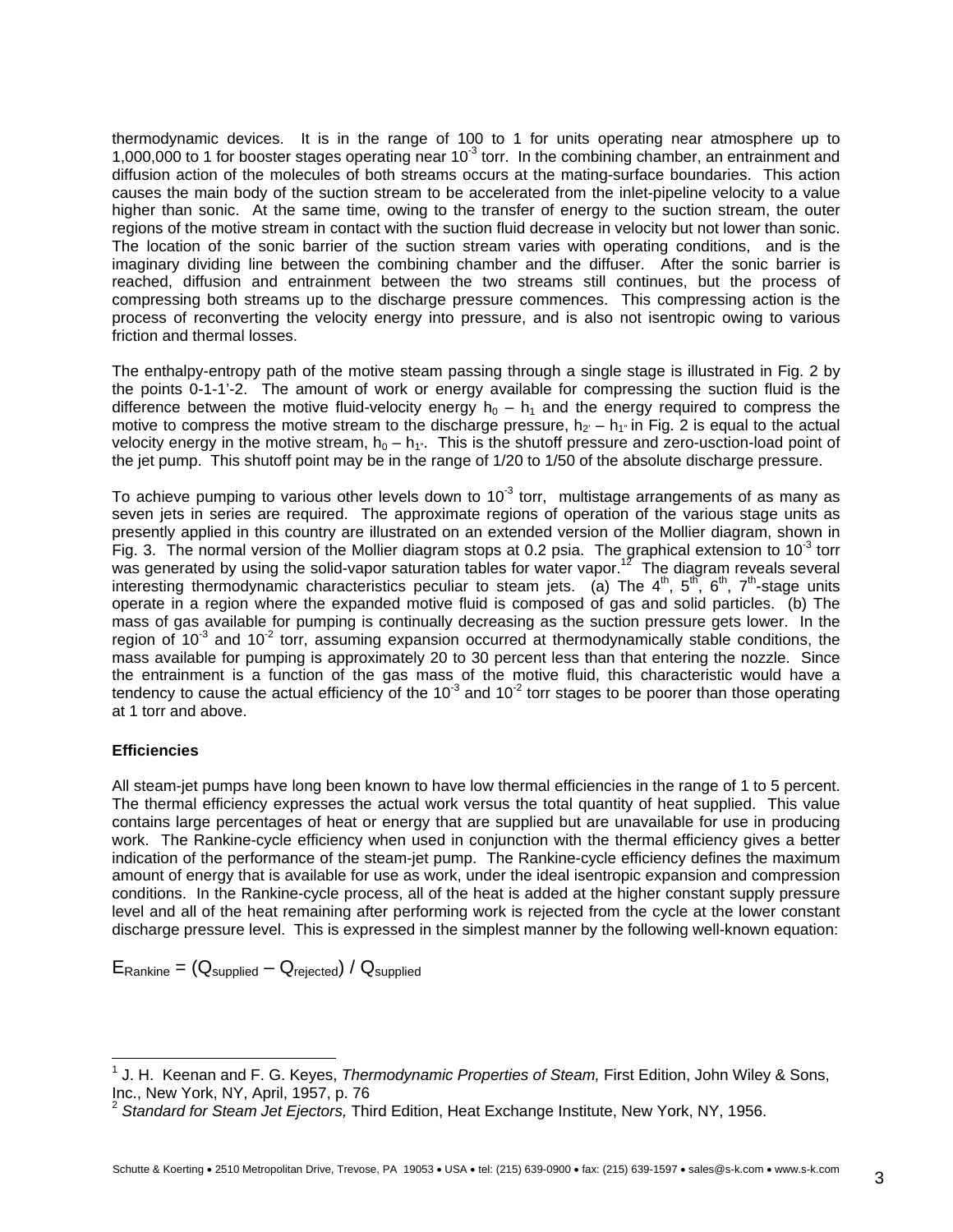thermodynamic devices. It is in the range of 100 to 1 for units operating near atmosphere up to 1,000,000 to 1 for booster stages operating near $10^{-3}$ torr. In the combining chamber, an entrainment and diffusion action of the molecules of both streams occurs at the mating-surface boundaries. This action causes the main body of the suction stream to be accelerated from the inlet-pipeline velocity to a value higher than sonic. At the same time, owing to the transfer of energy to the suction stream, the outer regions of the motive stream in contact with the suction fluid decrease in velocity but not lower than sonic. The location of the sonic barrier of the suction stream varies with operating conditions, and is the imaginary dividing line between the combining chamber and the diffuser. After the sonic barrier is reached, diffusion and entrainment between the two streams still continues, but the process of compressing both streams up to the discharge pressure commences. This compressing action is the process of reconverting the velocity energy into pressure, and is also not isentropic owing to various friction and thermal losses.

The enthalpy-entropy path of the motive steam passing through a single stage is illustrated in Fig. 2 by the points 0-1-1'-2. The amount of work or energy available for compressing the suction fluid is the difference between the motive fluid-velocity energy $h_0 - h_1$ and the energy required to compress the motive to compress the motive stream to the discharge pressure, $h_{2'} - h_{1''}$ in Fig. 2 is equal to the actual velocity energy in the motive stream, $h_0 - h_{1''}$. This is the shutoff pressure and zero-usction-load point of the jet pump. This shutoff point may be in the range of 1/20 to 1/50 of the absolute discharge pressure.

To achieve pumping to various other levels down to $10^{-3}$ torr, multistage arrangements of as many as seven jets in series are required. The approximate regions of operation of the various stage units as presently applied in this country are illustrated on an extended version of the Mollier diagram, shown in Fig. 3. The normal version of the Mollier diagram stops at 0.2 psia. The graphical extension to $10^{-3}$ torr was generated by using the solid-vapor saturation tables for water vapor.[12] The diagram reveals several interesting thermodynamic characteristics peculiar to steam jets. (a) The 4th, 5th, 6th, 7th-stage units operate in a region where the expanded motive fluid is composed of gas and solid particles. (b) The mass of gas available for pumping is continually decreasing as the suction pressure gets lower. In the region of $10^{-3}$ and $10^{-2}$ torr, assuming expansion occurred at thermodynamically stable conditions, the mass available for pumping is approximately 20 to 30 percent less than that entering the nozzle. Since the entrainment is a function of the gas mass of the motive fluid, this characteristic would have a tendency to cause the actual efficiency of the $10^{-3}$ and $10^{-2}$ torr stages to be poorer than those operating at 1 torr and above.

**Efficiencies**

All steam-jet pumps have long been known to have low thermal efficiencies in the range of 1 to 5 percent. The thermal efficiency expresses the actual work versus the total quantity of heat supplied. This value contains large percentages of heat or energy that are supplied but are unavailable for use in producing work. The Rankine-cycle efficiency when used in conjunction with the thermal efficiency gives a better indication of the performance of the steam-jet pump. The Rankine-cycle efficiency defines the maximum amount of energy that is available for use as work, under the ideal isentropic expansion and compression conditions. In the Rankine-cycle process, all of the heat is added at the higher constant supply pressure level and all of the heat remaining after performing work is rejected from the cycle at the lower constant discharge pressure level. This is expressed in the simplest manner by the following well-known equation:

$$E_{Rankine} = (Q_{supplied} - Q_{rejected}) / Q_{supplied}$$

---

[1] J. H. Keenan and F. G. Keyes, *Thermodynamic Properties of Steam,* First Edition, John Wiley & Sons, Inc., New York, NY, April, 1957, p. 76

[2] *Standard for Steam Jet Ejectors,* Third Edition, Heat Exchange Institute, New York, NY, 1956.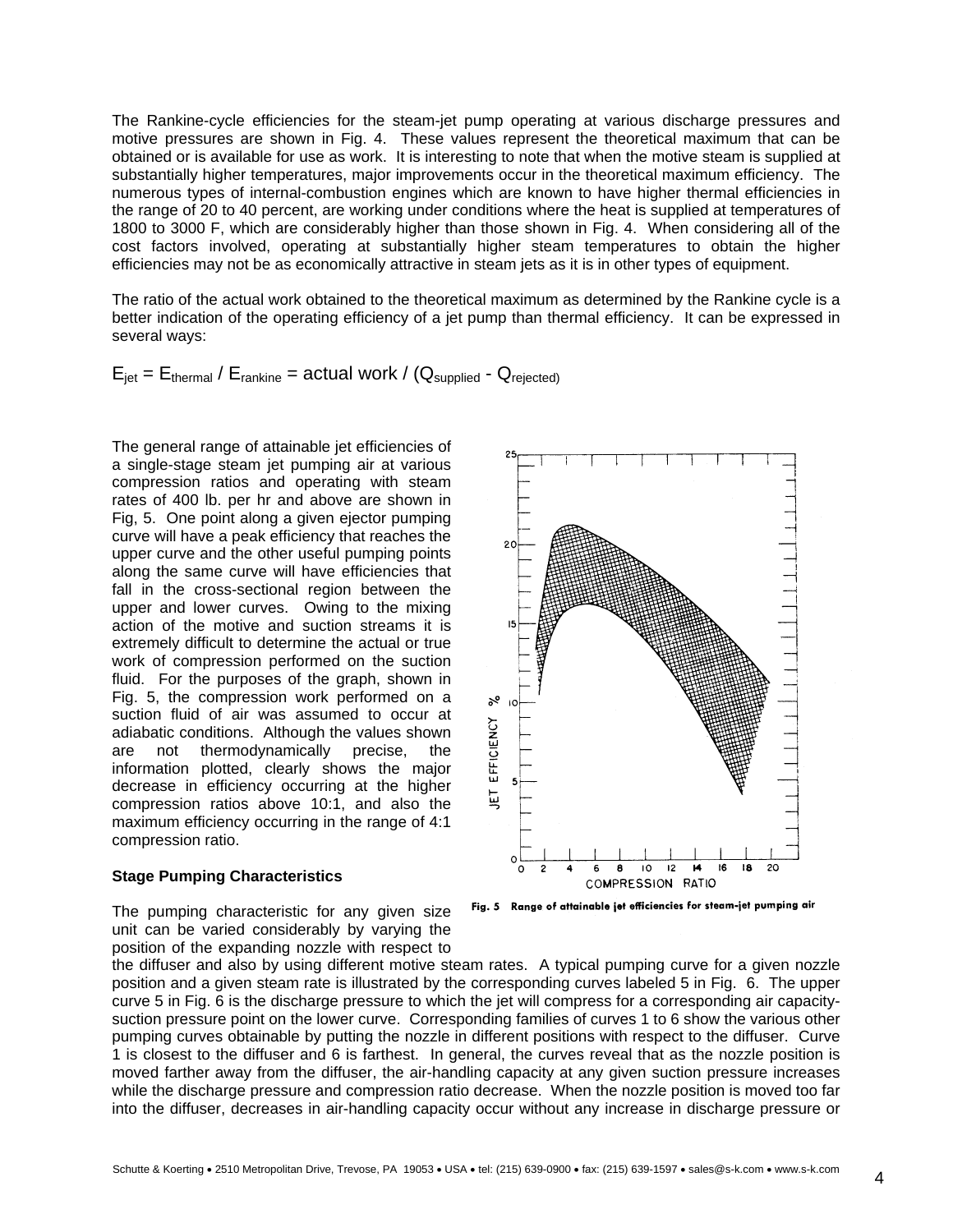The Rankine-cycle efficiencies for the steam-jet pump operating at various discharge pressures and motive pressures are shown in Fig. 4. These values represent the theoretical maximum that can be obtained or is available for use as work. It is interesting to note that when the motive steam is supplied at substantially higher temperatures, major improvements occur in the theoretical maximum efficiency. The numerous types of internal-combustion engines which are known to have higher thermal efficiencies in the range of 20 to 40 percent, are working under conditions where the heat is supplied at temperatures of 1800 to 3000 F, which are considerably higher than those shown in Fig. 4. When considering all of the cost factors involved, operating at substantially higher steam temperatures to obtain the higher efficiencies may not be as economically attractive in steam jets as it is in other types of equipment.

The ratio of the actual work obtained to the theoretical maximum as determined by the Rankine cycle is a better indication of the operating efficiency of a jet pump than thermal efficiency. It can be expressed in several ways:

$$E_{jet} = E_{thermal} / E_{rankine} = \text{actual work} / (Q_{supplied} - Q_{rejected})$$

The general range of attainable jet efficiencies of a single-stage steam jet pumping air at various compression ratios and operating with steam rates of 400 lb. per hr and above are shown in Fig, 5. One point along a given ejector pumping curve will have a peak efficiency that reaches the upper curve and the other useful pumping points along the same curve will have efficiencies that fall in the cross-sectional region between the upper and lower curves. Owing to the mixing action of the motive and suction streams it is extremely difficult to determine the actual or true work of compression performed on the suction fluid. For the purposes of the graph, shown in Fig. 5, the compression work performed on a suction fluid of air was assumed to occur at adiabatic conditions. Although the values shown are not thermodynamically precise, the information plotted, clearly shows the major decrease in efficiency occurring at the higher compression ratios above 10:1, and also the maximum efficiency occurring in the range of 4:1 compression ratio.

Fig. 5 Range of attainable jet efficiencies for steam-jet pumping air

### Stage Pumping Characteristics

The pumping characteristic for any given size unit can be varied considerably by varying the position of the expanding nozzle with respect to the diffuser and also by using different motive steam rates. A typical pumping curve for a given nozzle position and a given steam rate is illustrated by the corresponding curves labeled 5 in Fig. 6. The upper curve 5 in Fig. 6 is the discharge pressure to which the jet will compress for a corresponding air capacity-suction pressure point on the lower curve. Corresponding families of curves 1 to 6 show the various other pumping curves obtainable by putting the nozzle in different positions with respect to the diffuser. Curve 1 is closest to the diffuser and 6 is farthest. In general, the curves reveal that as the nozzle position is moved farther away from the diffuser, the air-handling capacity at any given suction pressure increases while the discharge pressure and compression ratio decrease. When the nozzle position is moved too far into the diffuser, decreases in air-handling capacity occur without any increase in discharge pressure or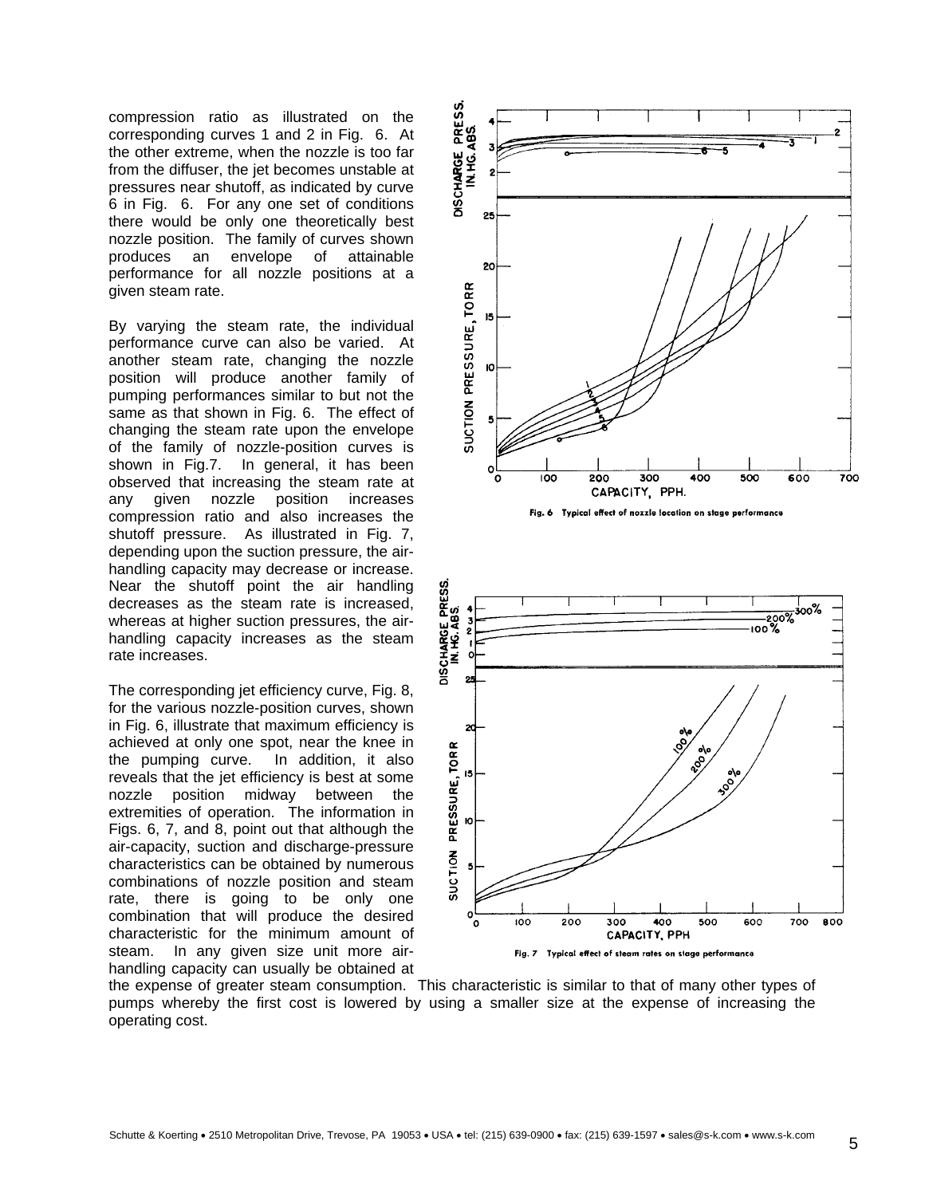compression ratio as illustrated on the corresponding curves 1 and 2 in Fig. 6. At the other extreme, when the nozzle is too far from the diffuser, the jet becomes unstable at pressures near shutoff, as indicated by curve 6 in Fig. 6. For any one set of conditions there would be only one theoretically best nozzle position. The family of curves shown produces an envelope of attainable performance for all nozzle positions at a given steam rate.

By varying the steam rate, the individual performance curve can also be varied. At another steam rate, changing the nozzle position will produce another family of pumping performances similar to but not the same as that shown in Fig. 6. The effect of changing the steam rate upon the envelope of the family of nozzle-position curves is shown in Fig.7. In general, it has been observed that increasing the steam rate at any given nozzle position increases compression ratio and also increases the shutoff pressure. As illustrated in Fig. 7, depending upon the suction pressure, the air-handling capacity may decrease or increase. Near the shutoff point the air handling decreases as the steam rate is increased, whereas at higher suction pressures, the air-handling capacity increases as the steam rate increases.

The corresponding jet efficiency curve, Fig. 8, for the various nozzle-position curves, shown in Fig. 6, illustrate that maximum efficiency is achieved at only one spot, near the knee in the pumping curve. In addition, it also reveals that the jet efficiency is best at some nozzle position midway between the extremities of operation. The information in Figs. 6, 7, and 8, point out that although the air-capacity, suction and discharge-pressure characteristics can be obtained by numerous combinations of nozzle position and steam rate, there is going to be only one combination that will produce the desired characteristic for the minimum amount of steam. In any given size unit more air-handling capacity can usually be obtained at the expense of greater steam consumption. This characteristic is similar to that of many other types of pumps whereby the first cost is lowered by using a smaller size at the expense of increasing the operating cost.

Fig. 6 Typical effect of nozzle location on stage performance

Fig. 7 Typical effect of steam rates on stage performance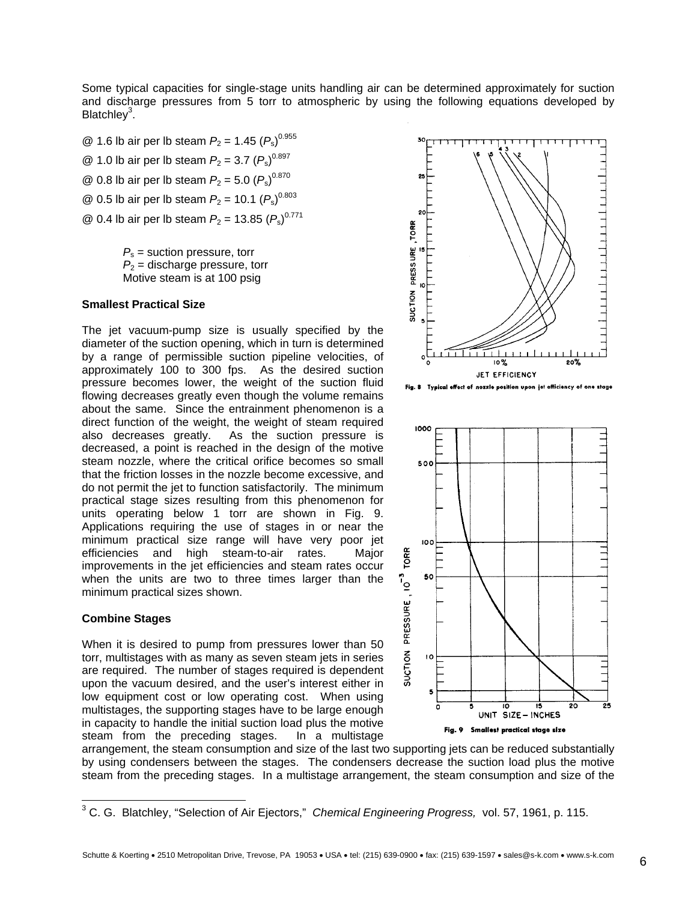Some typical capacities for single-stage units handling air can be determined approximately for suction and discharge pressures from 5 torr to atmospheric by using the following equations developed by Blatchley[3].

@ 1.6 lb air per lb steam $P_2 = 1.45\,(P_s)^{0.955}$

@ 1.0 lb air per lb steam $P_2 = 3.7\,(P_s)^{0.897}$

@ 0.8 lb air per lb steam $P_2 = 5.0\,(P_s)^{0.870}$

@ 0.5 lb air per lb steam $P_2 = 10.1\,(P_s)^{0.803}$

@ 0.4 lb air per lb steam $P_2 = 13.85\,(P_s)^{0.771}$

$P_s$ = suction pressure, torr
$P_2$ = discharge pressure, torr
Motive steam is at 100 psig

Fig. 8 Typical effect of nozzle position upon jet efficiency of one stage

### Smallest Practical Size

The jet vacuum-pump size is usually specified by the diameter of the suction opening, which in turn is determined by a range of permissible suction pipeline velocities, of approximately 100 to 300 fps. As the desired suction pressure becomes lower, the weight of the suction fluid flowing decreases greatly even though the volume remains about the same. Since the entrainment phenomenon is a direct function of the weight, the weight of steam required also decreases greatly. As the suction pressure is decreased, a point is reached in the design of the motive steam nozzle, where the critical orifice becomes so small that the friction losses in the nozzle become excessive, and do not permit the jet to function satisfactorily. The minimum practical stage sizes resulting from this phenomenon for units operating below 1 torr are shown in Fig. 9. Applications requiring the use of stages in or near the minimum practical size range will have very poor jet efficiencies and high steam-to-air rates. Major improvements in the jet efficiencies and steam rates occur when the units are two to three times larger than the minimum practical sizes shown.

Fig. 9 Smallest practical stage size

### Combine Stages

When it is desired to pump from pressures lower than 50 torr, multistages with as many as seven steam jets in series are required. The number of stages required is dependent upon the vacuum desired, and the user's interest either in low equipment cost or low operating cost. When using multistages, the supporting stages have to be large enough in capacity to handle the initial suction load plus the motive steam from the preceding stages. In a multistage arrangement, the steam consumption and size of the last two supporting jets can be reduced substantially by using condensers between the stages. The condensers decrease the suction load plus the motive steam from the preceding stages. In a multistage arrangement, the steam consumption and size of the

[3] C. G. Blatchley, "Selection of Air Ejectors," *Chemical Engineering Progress,* vol. 57, 1961, p. 115.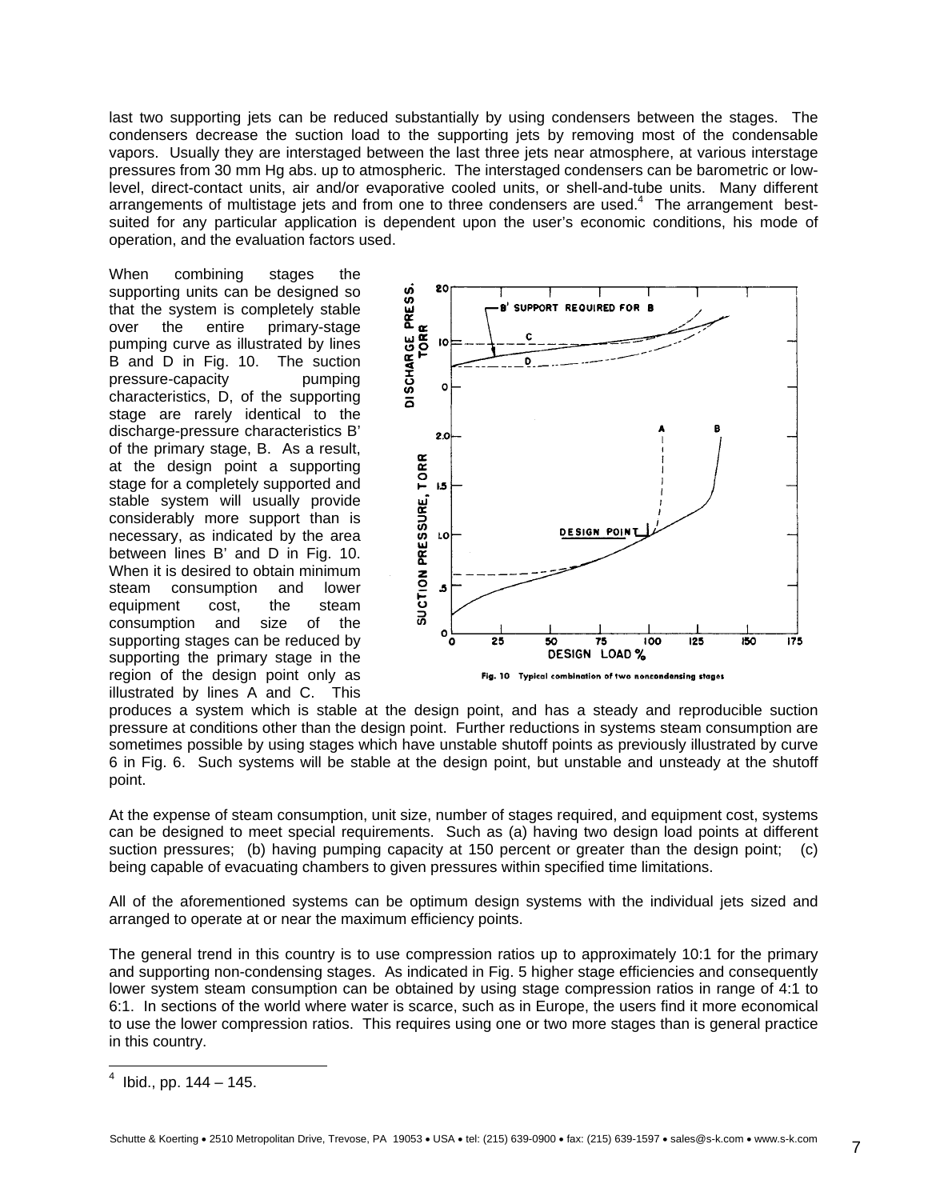last two supporting jets can be reduced substantially by using condensers between the stages. The condensers decrease the suction load to the supporting jets by removing most of the condensable vapors. Usually they are interstaged between the last three jets near atmosphere, at various interstage pressures from 30 mm Hg abs. up to atmospheric. The interstaged condensers can be barometric or low-level, direct-contact units, air and/or evaporative cooled units, or shell-and-tube units. Many different arrangements of multistage jets and from one to three condensers are used.[4] The arrangement best-suited for any particular application is dependent upon the user's economic conditions, his mode of operation, and the evaluation factors used.

When combining stages the supporting units can be designed so that the system is completely stable over the entire primary-stage pumping curve as illustrated by lines B and D in Fig. 10. The suction pressure-capacity pumping characteristics, D, of the supporting stage are rarely identical to the discharge-pressure characteristics B' of the primary stage, B. As a result, at the design point a supporting stage for a completely supported and stable system will usually provide considerably more support than is necessary, as indicated by the area between lines B' and D in Fig. 10. When it is desired to obtain minimum steam consumption and lower equipment cost, the steam consumption and size of the supporting stages can be reduced by supporting the primary stage in the region of the design point only as illustrated by lines A and C. This produces a system which is stable at the design point, and has a steady and reproducible suction pressure at conditions other than the design point. Further reductions in systems steam consumption are sometimes possible by using stages which have unstable shutoff points as previously illustrated by curve 6 in Fig. 6. Such systems will be stable at the design point, but unstable and unsteady at the shutoff point.

Fig. 10 Typical combination of two noncondensing stages

At the expense of steam consumption, unit size, number of stages required, and equipment cost, systems can be designed to meet special requirements. Such as (a) having two design load points at different suction pressures; (b) having pumping capacity at 150 percent or greater than the design point; (c) being capable of evacuating chambers to given pressures within specified time limitations.

All of the aforementioned systems can be optimum design systems with the individual jets sized and arranged to operate at or near the maximum efficiency points.

The general trend in this country is to use compression ratios up to approximately 10:1 for the primary and supporting non-condensing stages. As indicated in Fig. 5 higher stage efficiencies and consequently lower system steam consumption can be obtained by using stage compression ratios in range of 4:1 to 6:1. In sections of the world where water is scarce, such as in Europe, the users find it more economical to use the lower compression ratios. This requires using one or two more stages than is general practice in this country.

---

[4] Ibid., pp. 144 – 145.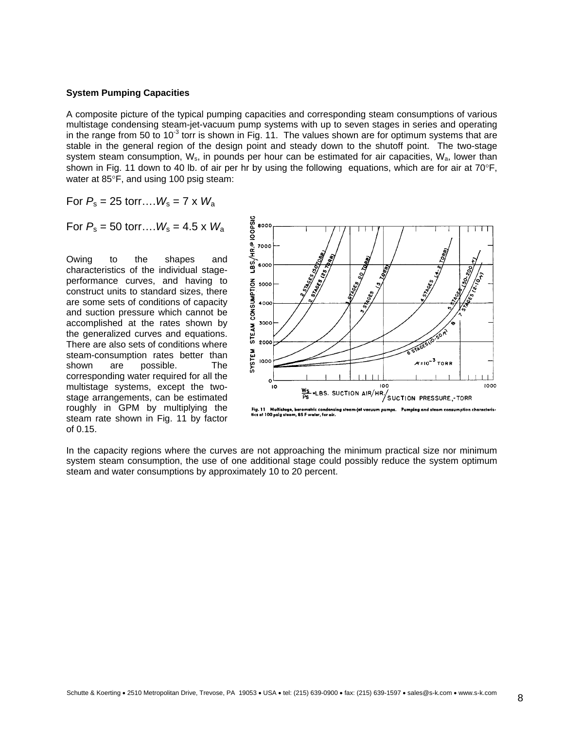**System Pumping Capacities**

A composite picture of the typical pumping capacities and corresponding steam consumptions of various multistage condensing steam-jet-vacuum pump systems with up to seven stages in series and operating in the range from 50 to $10^{-3}$ torr is shown in Fig. 11. The values shown are for optimum systems that are stable in the general region of the design point and steady down to the shutoff point. The two-stage system steam consumption, $W_s$, in pounds per hour can be estimated for air capacities, $W_a$, lower than shown in Fig. 11 down to 40 lb. of air per hr by using the following equations, which are for air at 70°F, water at 85°F, and using 100 psig steam:

For $P_s$ = 25 torr….$W_s = 7 \times W_a$

For $P_s$ = 50 torr….$W_s = 4.5 \times W_a$

Owing to the shapes and characteristics of the individual stage-performance curves, and having to construct units to standard sizes, there are some sets of conditions of capacity and suction pressure which cannot be accomplished at the rates shown by the generalized curves and equations. There are also sets of conditions where steam-consumption rates better than shown are possible. The corresponding water required for all the multistage systems, except the two-stage arrangements, can be estimated roughly in GPM by multiplying the steam rate shown in Fig. 11 by factor of 0.15.

SYSTEM STEAM CONSUMPTION LBS./HR.@ 100PSIG

8000
7000
6000
5000
4000
3000
2000
1000
0

2 STAGES (50 TORR)
2 STAGES (25 TORR)
3 STAGES (10 TORR)
3 STAGES (5 TORR)
4 STAGES (4-2 TORR)
5 STAGES (50-200 μ)
7 STAGES (2-10 μ)
6 STAGES (10-50 μ)
μ = $10^{-3}$ TORR

10
100
1000

$\frac{W_s}{P_s}$ = LBS. SUCTION AIR/HR./SUCTION PRESSURE,-TORR

Fig. 11 Multistage, barometric condensing steam-jet vacuum pumps. Pumping and steam consumption characteristics at 100 psig steam, 85 F water, for air.

In the capacity regions where the curves are not approaching the minimum practical size nor minimum system steam consumption, the use of one additional stage could possibly reduce the system optimum steam and water consumptions by approximately 10 to 20 percent.